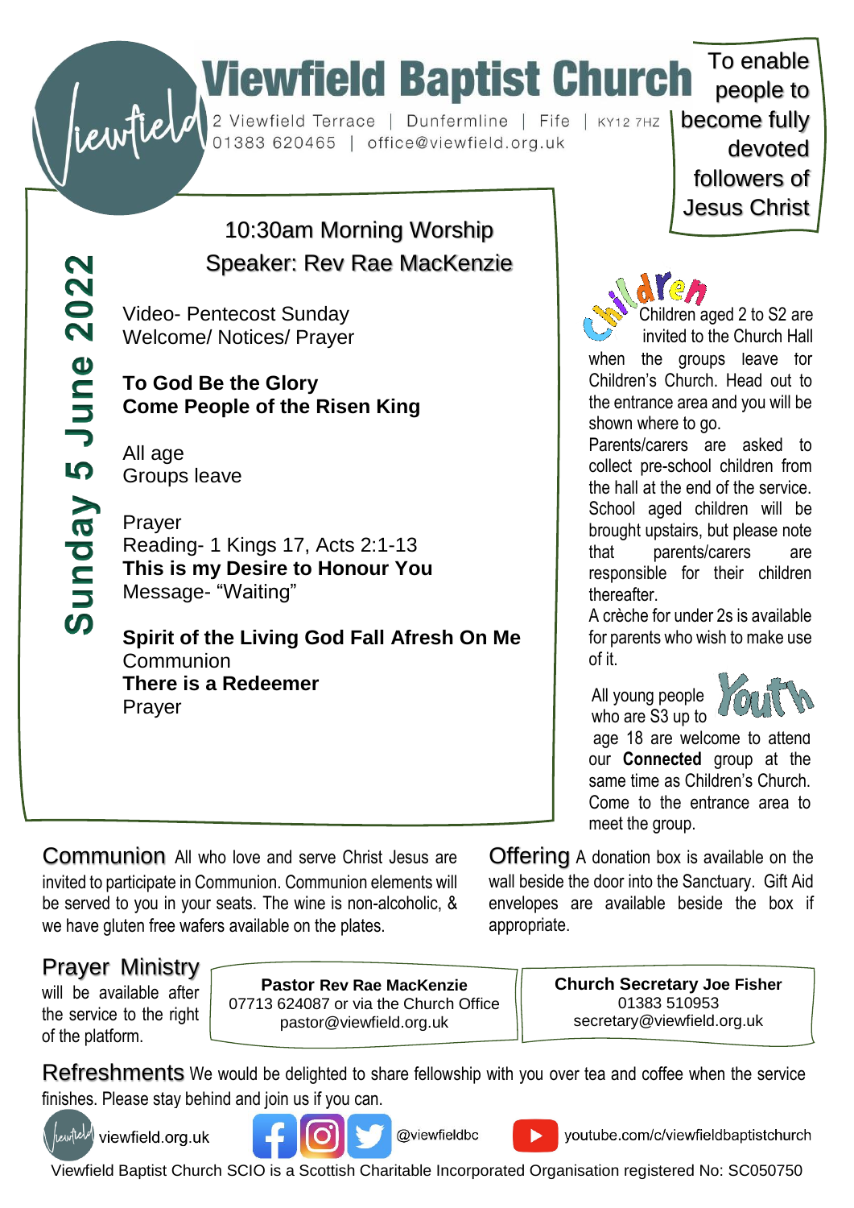# Viewfield Baptist Church

2 Viewfield Terrace | Dunfermline | Fife | KY12 7HZ
01383 620465 | office@viewfield.org.uk

To enable people to become fully devoted followers of Jesus Christ

## Sunday 5 June 2022

10:30am Morning Worship
Speaker: Rev Rae MacKenzie

Video- Pentecost Sunday
Welcome/ Notices/ Prayer

**To God Be the Glory**
**Come People of the Risen King**

All age
Groups leave

Prayer
Reading- 1 Kings 17, Acts 2:1-13
**This is my Desire to Honour You**
Message- "Waiting"

**Spirit of the Living God Fall Afresh On Me**
Communion
**There is a Redeemer**
Prayer

### Children

Children aged 2 to S2 are invited to the Church Hall when the groups leave for Children's Church. Head out to the entrance area and you will be shown where to go.
Parents/carers are asked to collect pre-school children from the hall at the end of the service. School aged children will be brought upstairs, but please note that parents/carers are responsible for their children thereafter.
A crèche for under 2s is available for parents who wish to make use of it.

### Youth

All young people who are S3 up to age 18 are welcome to attend our **Connected** group at the same time as Children's Church. Come to the entrance area to meet the group.

**Communion** All who love and serve Christ Jesus are invited to participate in Communion. Communion elements will be served to you in your seats. The wine is non-alcoholic, & we have gluten free wafers available on the plates.

**Offering** A donation box is available on the wall beside the door into the Sanctuary. Gift Aid envelopes are available beside the box if appropriate.

**Prayer Ministry** will be available after the service to the right of the platform.

**Pastor Rev Rae MacKenzie**
07713 624087 or via the Church Office
pastor@viewfield.org.uk

**Church Secretary Joe Fisher**
01383 510953
secretary@viewfield.org.uk

**Refreshments** We would be delighted to share fellowship with you over tea and coffee when the service finishes. Please stay behind and join us if you can.

viewfield.org.uk | @viewfieldbc | youtube.com/c/viewfieldbaptistchurch

Viewfield Baptist Church SCIO is a Scottish Charitable Incorporated Organisation registered No: SC050750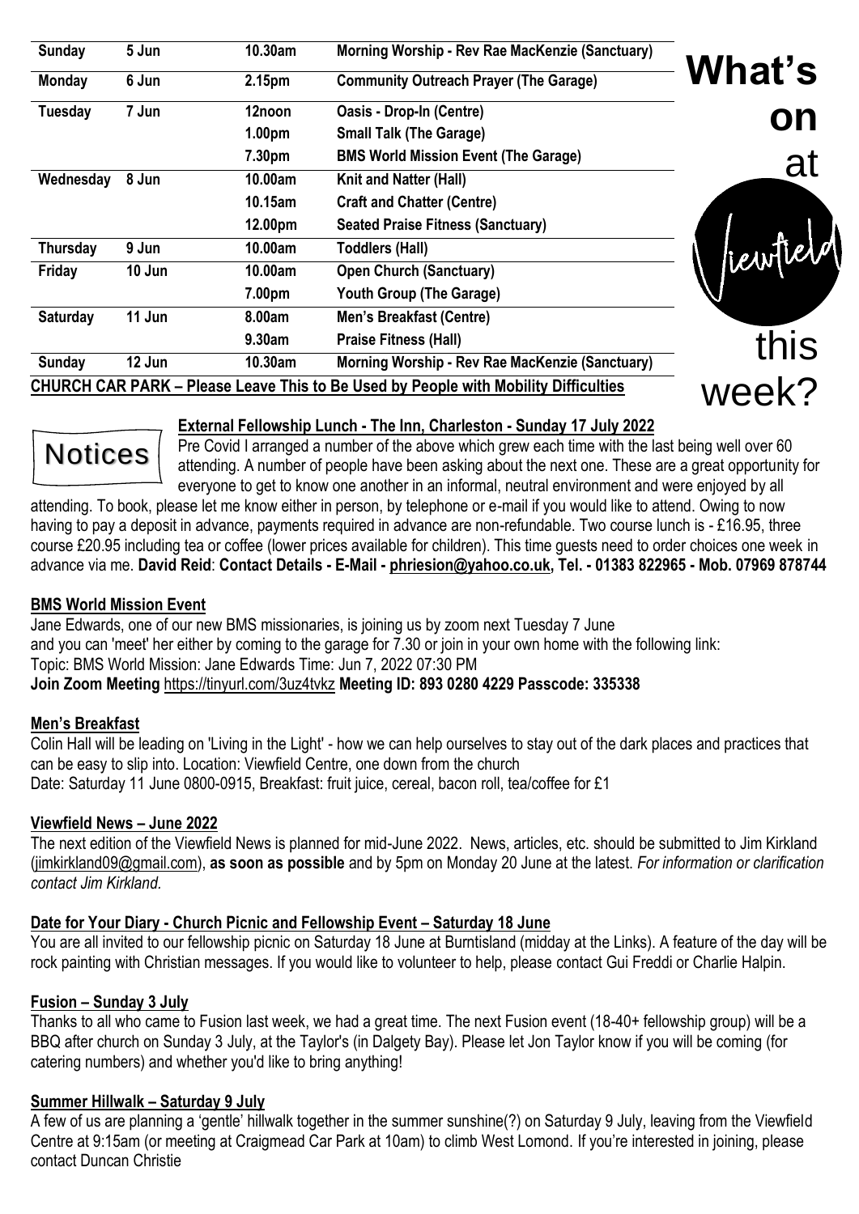# What's on at Viewfield this week?

| | | | |
|---|---|---|---|
| **Sunday** | **5 Jun** | **10.30am** | **Morning Worship - Rev Rae MacKenzie (Sanctuary)** |
| **Monday** | **6 Jun** | **2.15pm** | **Community Outreach Prayer (The Garage)** |
| **Tuesday** | **7 Jun** | **12noon** | **Oasis - Drop-In (Centre)** |
| | | **1.00pm** | **Small Talk (The Garage)** |
| | | **7.30pm** | **BMS World Mission Event (The Garage)** |
| **Wednesday** | **8 Jun** | **10.00am** | **Knit and Natter (Hall)** |
| | | **10.15am** | **Craft and Chatter (Centre)** |
| | | **12.00pm** | **Seated Praise Fitness (Sanctuary)** |
| **Thursday** | **9 Jun** | **10.00am** | **Toddlers (Hall)** |
| **Friday** | **10 Jun** | **10.00am** | **Open Church (Sanctuary)** |
| | | **7.00pm** | **Youth Group (The Garage)** |
| **Saturday** | **11 Jun** | **8.00am** | **Men's Breakfast (Centre)** |
| | | **9.30am** | **Praise Fitness (Hall)** |
| **Sunday** | **12 Jun** | **10.30am** | **Morning Worship - Rev Rae MacKenzie (Sanctuary)** |

**CHURCH CAR PARK – Please Leave This to Be Used by People with Mobility Difficulties**

## Notices

**External Fellowship Lunch - The Inn, Charleston - Sunday 17 July 2022**

Pre Covid I arranged a number of the above which grew each time with the last being well over 60 attending. A number of people have been asking about the next one. These are a great opportunity for everyone to get to know one another in an informal, neutral environment and were enjoyed by all attending. To book, please let me know either in person, by telephone or e-mail if you would like to attend. Owing to now having to pay a deposit in advance, payments required in advance are non-refundable. Two course lunch is - £16.95, three course £20.95 including tea or coffee (lower prices available for children). This time guests need to order choices one week in advance via me. **David Reid**: **Contact Details - E-Mail - phriesion@yahoo.co.uk, Tel. - 01383 822965 - Mob. 07969 878744**

**BMS World Mission Event**

Jane Edwards, one of our new BMS missionaries, is joining us by zoom next Tuesday 7 June and you can 'meet' her either by coming to the garage for 7.30 or join in your own home with the following link:
Topic: BMS World Mission: Jane Edwards Time: Jun 7, 2022 07:30 PM
**Join Zoom Meeting** https://tinyurl.com/3uz4tvkz **Meeting ID: 893 0280 4229 Passcode: 335338**

**Men's Breakfast**

Colin Hall will be leading on 'Living in the Light' - how we can help ourselves to stay out of the dark places and practices that can be easy to slip into. Location: Viewfield Centre, one down from the church
Date: Saturday 11 June 0800-0915, Breakfast: fruit juice, cereal, bacon roll, tea/coffee for £1

**Viewfield News – June 2022**

The next edition of the Viewfield News is planned for mid-June 2022. News, articles, etc. should be submitted to Jim Kirkland (jimkirkland09@gmail.com), **as soon as possible** and by 5pm on Monday 20 June at the latest. *For information or clarification contact Jim Kirkland.*

**Date for Your Diary - Church Picnic and Fellowship Event – Saturday 18 June**

You are all invited to our fellowship picnic on Saturday 18 June at Burntisland (midday at the Links). A feature of the day will be rock painting with Christian messages. If you would like to volunteer to help, please contact Gui Freddi or Charlie Halpin.

**Fusion – Sunday 3 July**

Thanks to all who came to Fusion last week, we had a great time. The next Fusion event (18-40+ fellowship group) will be a BBQ after church on Sunday 3 July, at the Taylor's (in Dalgety Bay). Please let Jon Taylor know if you will be coming (for catering numbers) and whether you'd like to bring anything!

**Summer Hillwalk – Saturday 9 July**

A few of us are planning a 'gentle' hillwalk together in the summer sunshine(?) on Saturday 9 July, leaving from the Viewfield Centre at 9:15am (or meeting at Craigmead Car Park at 10am) to climb West Lomond. If you're interested in joining, please contact Duncan Christie